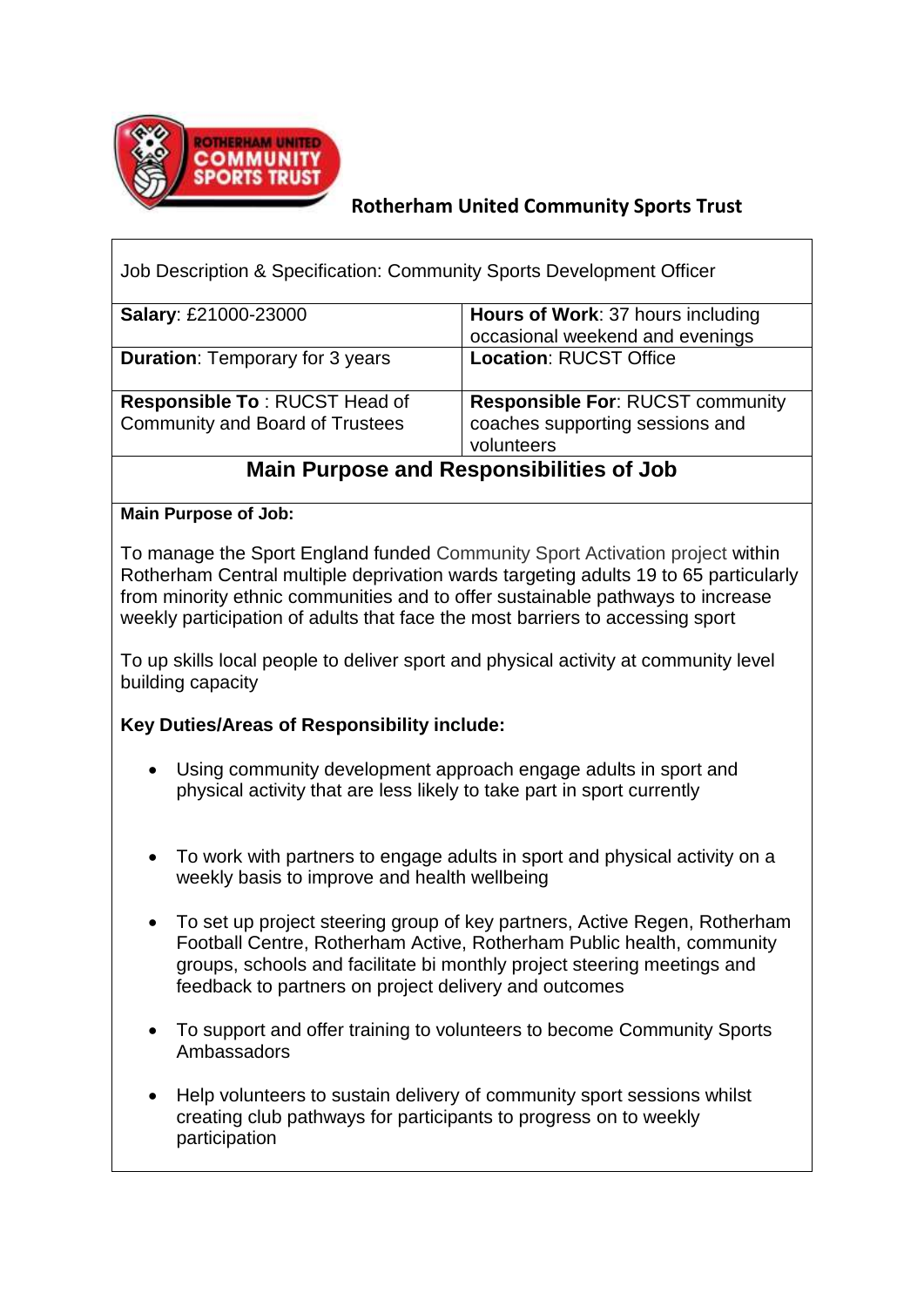## Rotherham United Community Sports Trust

Job Description & Specification: Community Sports Development Officer

| | |
|---|---|
| **Salary**: £21000-23000 | **Hours of Work**: 37 hours including occasional weekend and evenings |
| **Duration**: Temporary for 3 years | **Location**: RUCST Office |
| **Responsible To** : RUCST Head of Community and Board of Trustees | **Responsible For**: RUCST community coaches supporting sessions and volunteers |

## Main Purpose and Responsibilities of Job

**Main Purpose of Job:**

To manage the Sport England funded Community Sport Activation project within Rotherham Central multiple deprivation wards targeting adults 19 to 65 particularly from minority ethnic communities and to offer sustainable pathways to increase weekly participation of adults that face the most barriers to accessing sport

To up skills local people to deliver sport and physical activity at community level building capacity

**Key Duties/Areas of Responsibility include:**

- Using community development approach engage adults in sport and physical activity that are less likely to take part in sport currently
- To work with partners to engage adults in sport and physical activity on a weekly basis to improve and health wellbeing
- To set up project steering group of key partners, Active Regen, Rotherham Football Centre, Rotherham Active, Rotherham Public health, community groups, schools and facilitate bi monthly project steering meetings and feedback to partners on project delivery and outcomes
- To support and offer training to volunteers to become Community Sports Ambassadors
- Help volunteers to sustain delivery of community sport sessions whilst creating club pathways for participants to progress on to weekly participation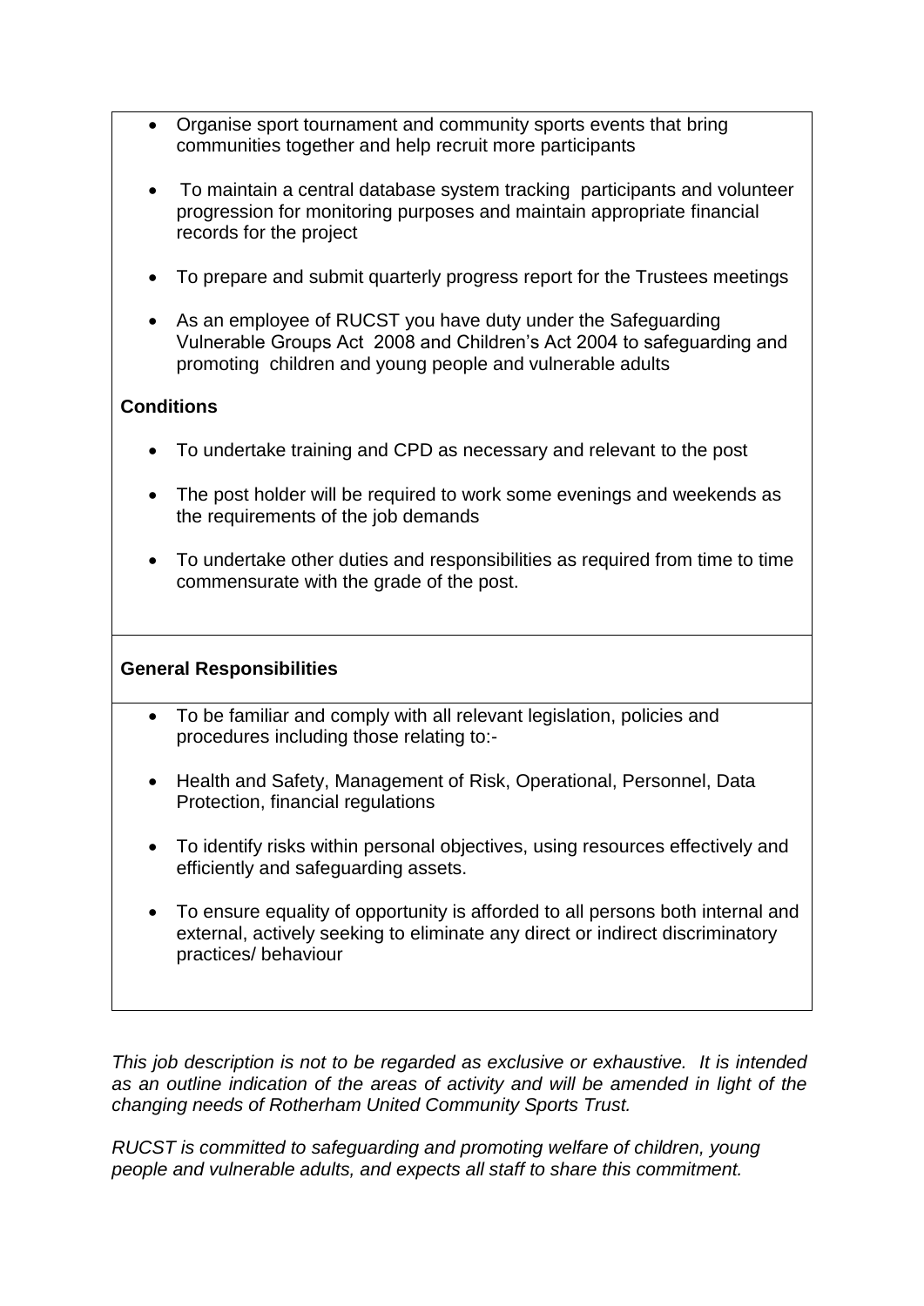- Organise sport tournament and community sports events that bring communities together and help recruit more participants

- To maintain a central database system tracking participants and volunteer progression for monitoring purposes and maintain appropriate financial records for the project

- To prepare and submit quarterly progress report for the Trustees meetings

- As an employee of RUCST you have duty under the Safeguarding Vulnerable Groups Act 2008 and Children's Act 2004 to safeguarding and promoting children and young people and vulnerable adults

**Conditions**

- To undertake training and CPD as necessary and relevant to the post

- The post holder will be required to work some evenings and weekends as the requirements of the job demands

- To undertake other duties and responsibilities as required from time to time commensurate with the grade of the post.

**General Responsibilities**

- To be familiar and comply with all relevant legislation, policies and procedures including those relating to:-

- Health and Safety, Management of Risk, Operational, Personnel, Data Protection, financial regulations

- To identify risks within personal objectives, using resources effectively and efficiently and safeguarding assets.

- To ensure equality of opportunity is afforded to all persons both internal and external, actively seeking to eliminate any direct or indirect discriminatory practices/ behaviour

*This job description is not to be regarded as exclusive or exhaustive. It is intended as an outline indication of the areas of activity and will be amended in light of the changing needs of Rotherham United Community Sports Trust.*

*RUCST is committed to safeguarding and promoting welfare of children, young people and vulnerable adults, and expects all staff to share this commitment.*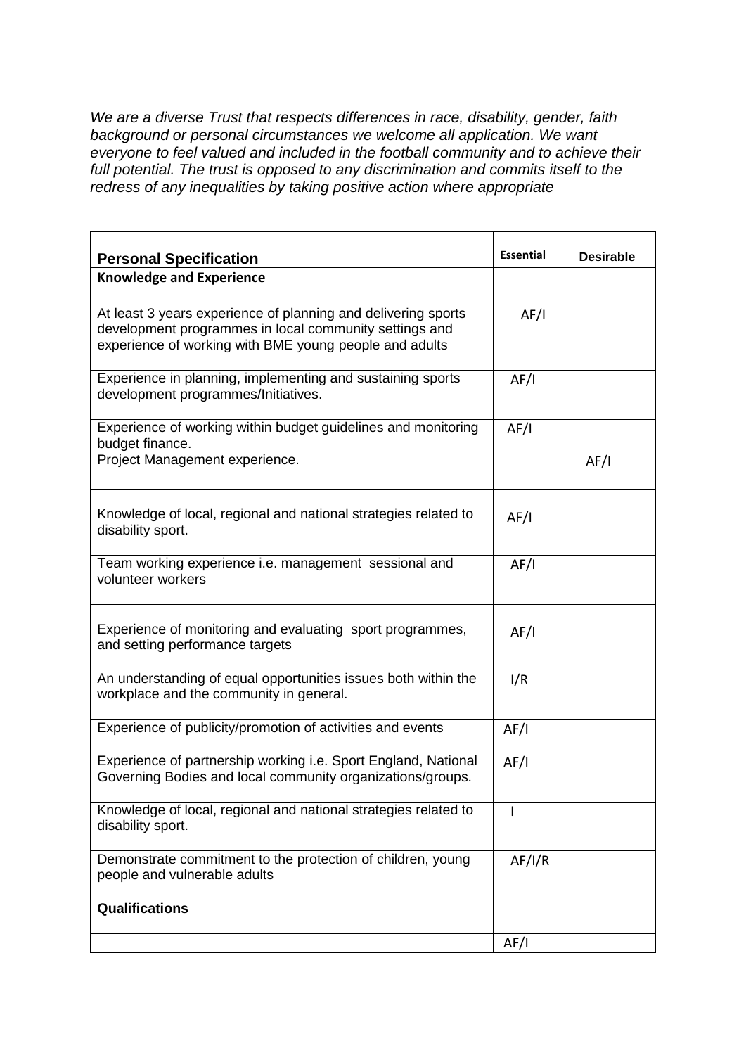*We are a diverse Trust that respects differences in race, disability, gender, faith background or personal circumstances we welcome all application. We want everyone to feel valued and included in the football community and to achieve their full potential. The trust is opposed to any discrimination and commits itself to the redress of any inequalities by taking positive action where appropriate*

| Personal Specification | Essential | Desirable |
|---|---|---|
| **Knowledge and Experience** | | |
| At least 3 years experience of planning and delivering sports development programmes in local community settings and experience of working with BME young people and adults | AF/I | |
| Experience in planning, implementing and sustaining sports development programmes/Initiatives. | AF/I | |
| Experience of working within budget guidelines and monitoring budget finance. | AF/I | |
| Project Management experience. | | AF/I |
| Knowledge of local, regional and national strategies related to disability sport. | AF/I | |
| Team working experience i.e. management sessional and volunteer workers | AF/I | |
| Experience of monitoring and evaluating sport programmes, and setting performance targets | AF/I | |
| An understanding of equal opportunities issues both within the workplace and the community in general. | I/R | |
| Experience of publicity/promotion of activities and events | AF/I | |
| Experience of partnership working i.e. Sport England, National Governing Bodies and local community organizations/groups. | AF/I | |
| Knowledge of local, regional and national strategies related to disability sport. | I | |
| Demonstrate commitment to the protection of children, young people and vulnerable adults | AF/I/R | |
| **Qualifications** | | |
| | AF/I | |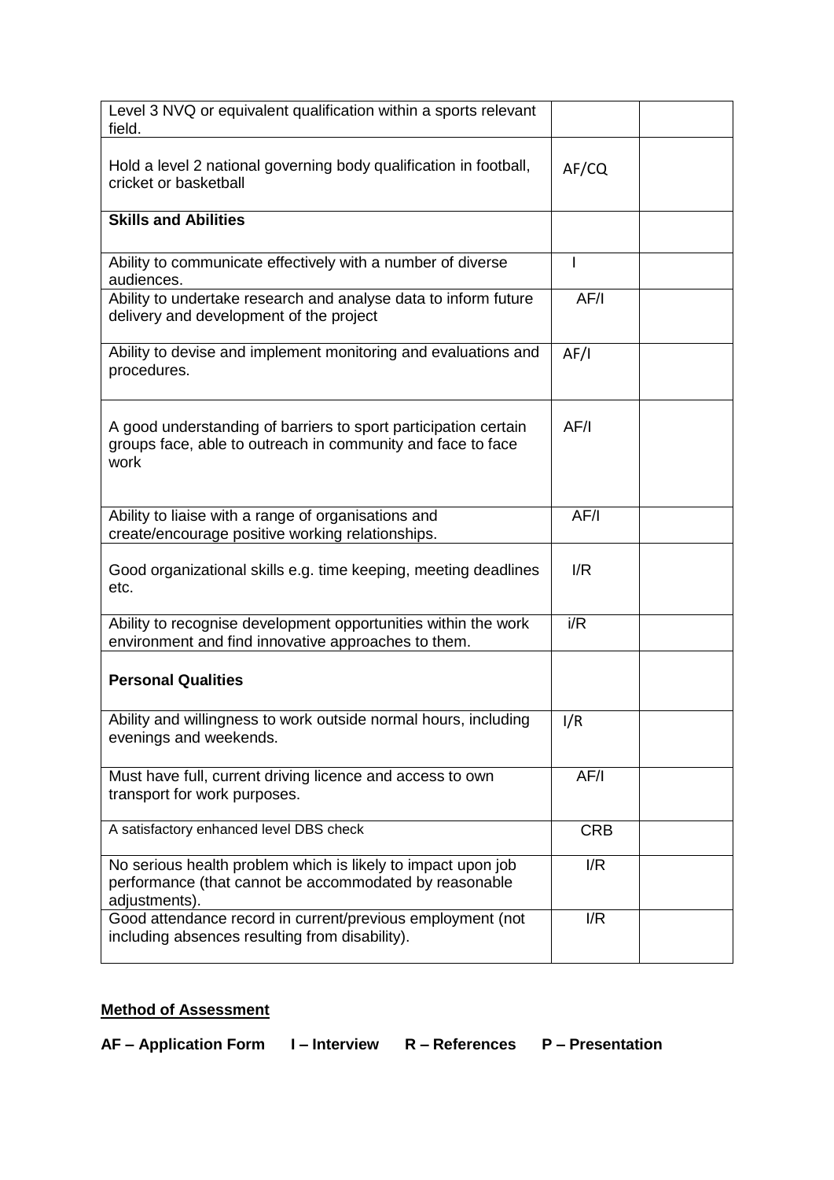| | | |
|---|---|---|
| Level 3 NVQ or equivalent qualification within a sports relevant field. | | |
| Hold a level 2 national governing body qualification in football, cricket or basketball | AF/CQ | |
| **Skills and Abilities** | | |
| Ability to communicate effectively with a number of diverse audiences. | I | |
| Ability to undertake research and analyse data to inform future delivery and development of the project | AF/I | |
| Ability to devise and implement monitoring and evaluations and procedures. | AF/I | |
| A good understanding of barriers to sport participation certain groups face, able to outreach in community and face to face work | AF/I | |
| Ability to liaise with a range of organisations and create/encourage positive working relationships. | AF/I | |
| Good organizational skills e.g. time keeping, meeting deadlines etc. | I/R | |
| Ability to recognise development opportunities within the work environment and find innovative approaches to them. | i/R | |
| **Personal Qualities** | | |
| Ability and willingness to work outside normal hours, including evenings and weekends. | I/R | |
| Must have full, current driving licence and access to own transport for work purposes. | AF/I | |
| A satisfactory enhanced level DBS check | CRB | |
| No serious health problem which is likely to impact upon job performance (that cannot be accommodated by reasonable adjustments). | I/R | |
| Good attendance record in current/previous employment (not including absences resulting from disability). | I/R | |

**Method of Assessment**

**AF – Application Form    I – Interview    R – References    P – Presentation**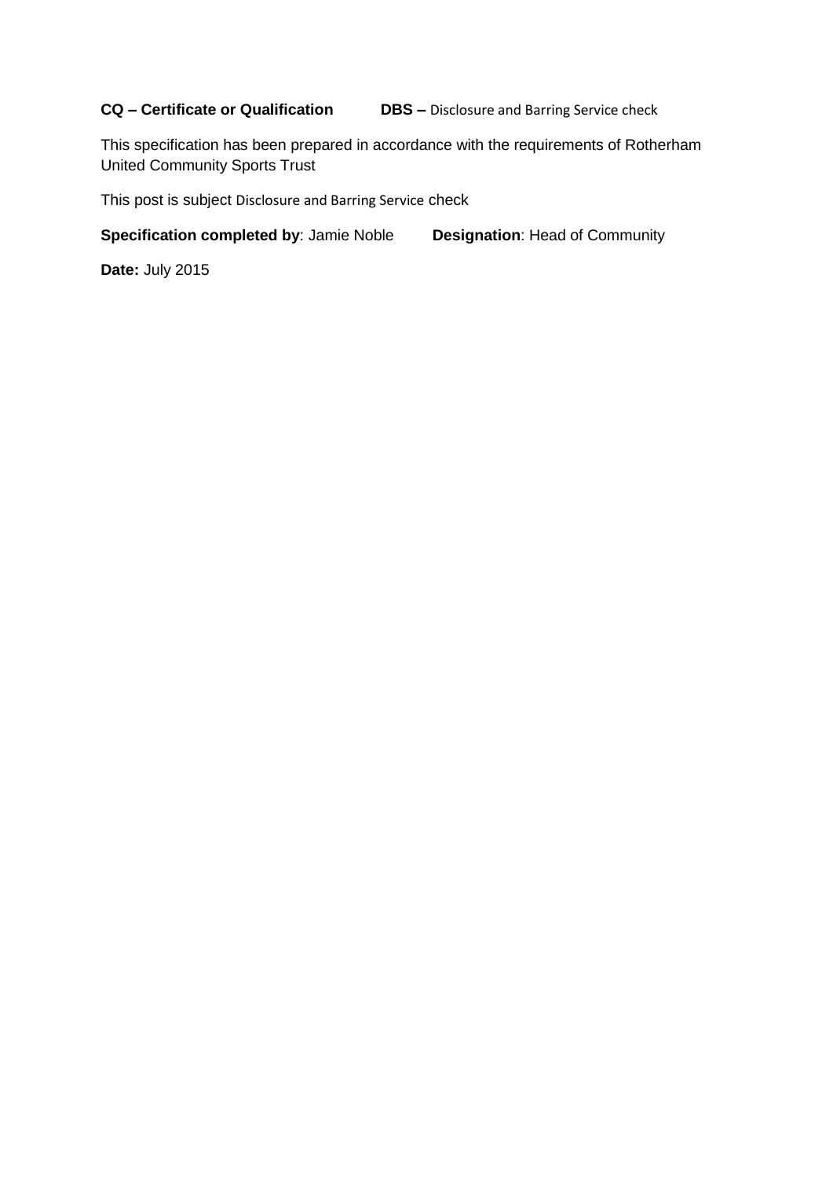**CQ – Certificate or Qualification** **DBS –** Disclosure and Barring Service check

This specification has been prepared in accordance with the requirements of Rotherham United Community Sports Trust

This post is subject Disclosure and Barring Service check

**Specification completed by**: Jamie Noble **Designation**: Head of Community

**Date:** July 2015